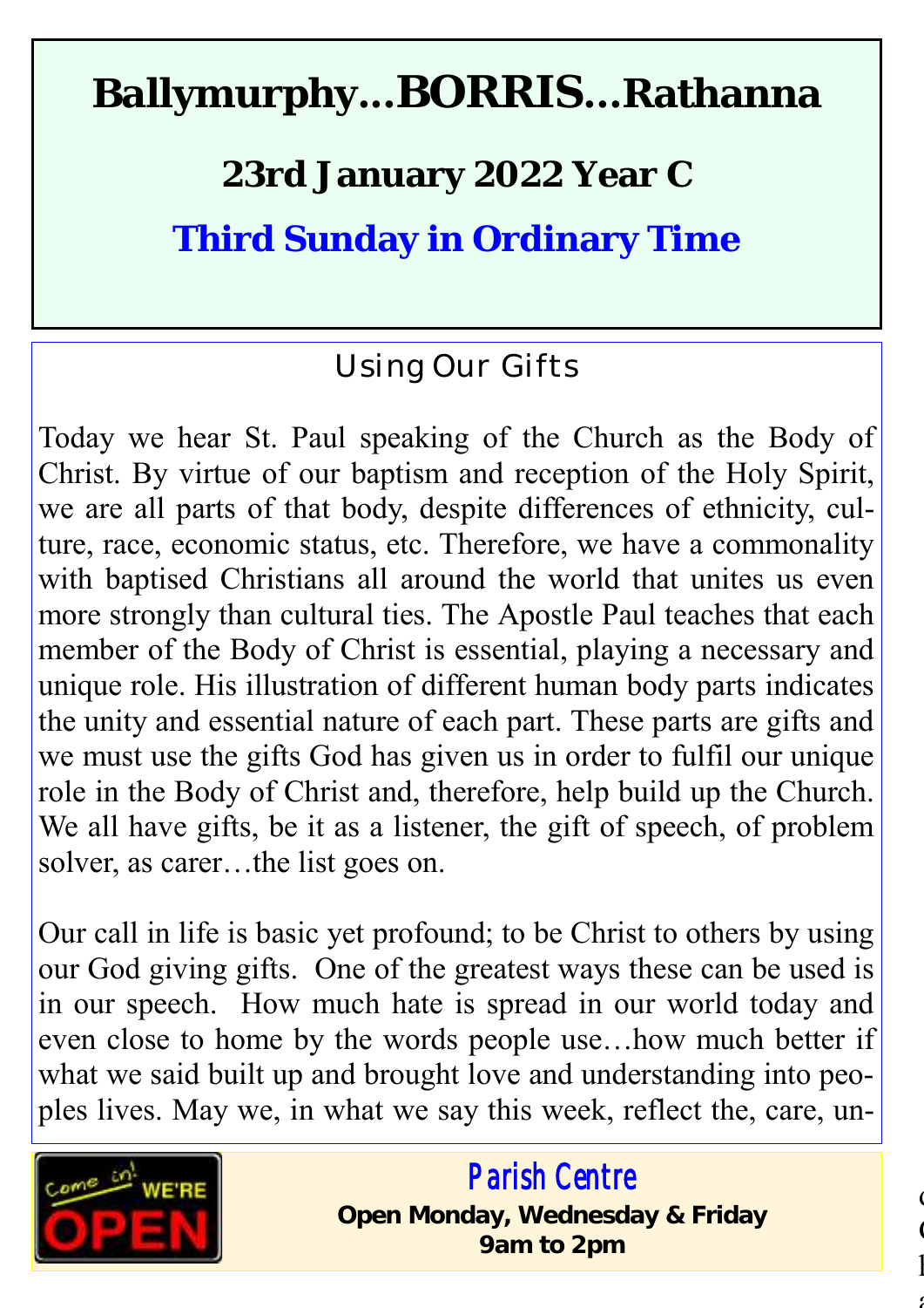# Ballymurphy…BORRIS…Rathanna

## 23rd January 2022 Year C

## Third Sunday in Ordinary Time

### Using Our Gifts

Today we hear St. Paul speaking of the Church as the Body of Christ. By virtue of our baptism and reception of the Holy Spirit, we are all parts of that body, despite differences of ethnicity, culture, race, economic status, etc. Therefore, we have a commonality with baptised Christians all around the world that unites us even more strongly than cultural ties. The Apostle Paul teaches that each member of the Body of Christ is essential, playing a necessary and unique role. His illustration of different human body parts indicates the unity and essential nature of each part. These parts are gifts and we must use the gifts God has given us in order to fulfil our unique role in the Body of Christ and, therefore, help build up the Church. We all have gifts, be it as a listener, the gift of speech, of problem solver, as carer…the list goes on.

Our call in life is basic yet profound; to be Christ to others by using our God giving gifts. One of the greatest ways these can be used is in our speech. How much hate is spread in our world today and even close to home by the words people use…how much better if what we said built up and brought love and understanding into peoples lives. May we, in what we say this week, reflect the, care, un-

Come in! WE'RE OPEN

**Parish Centre**

**Open Monday, Wednesday & Friday**
**9am to 2pm**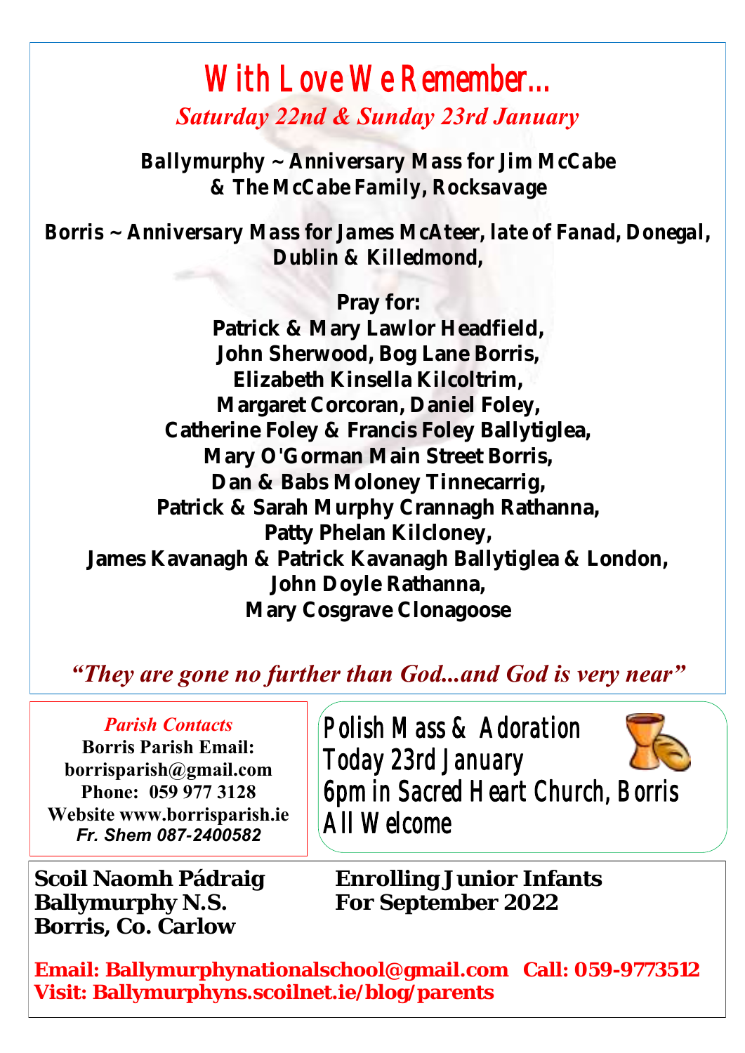# With Love We Remember...

*Saturday 22nd & Sunday 23rd January*

**Ballymurphy ~ Anniversary Mass for Jim McCabe & The McCabe Family, Rocksavage**

**Borris ~ Anniversary Mass for James McAteer, late of Fanad, Donegal, Dublin & Killedmond,**

**Pray for:**
**Patrick & Mary Lawlor Headfield,**
**John Sherwood, Bog Lane Borris,**
**Elizabeth Kinsella Kilcoltrim,**
**Margaret Corcoran, Daniel Foley,**
**Catherine Foley & Francis Foley Ballytiglea,**
**Mary O'Gorman Main Street Borris,**
**Dan & Babs Moloney Tinnecarrig,**
**Patrick & Sarah Murphy Crannagh Rathanna,**
**Patty Phelan Kilcloney,**
**James Kavanagh & Patrick Kavanagh Ballytiglea & London,**
**John Doyle Rathanna,**
**Mary Cosgrave Clonagoose**

*"They are gone no further than God...and God is very near"*

*Parish Contacts*

**Borris Parish Email: borrisparish@gmail.com**
**Phone: 059 977 3128**
**Website www.borrisparish.ie**
***Fr. Shem 087-2400582***

Polish Mass & Adoration
Today 23rd January
6pm in Sacred Heart Church, Borris
All Welcome

**Scoil Naomh Pádraig**
**Ballymurphy N.S.**
**Borris, Co. Carlow**

**Enrolling Junior Infants For September 2022**

**Email: Ballymurphynationalschool@gmail.com Call: 059-9773512**
**Visit: Ballymurphyns.scoilnet.ie/blog/parents**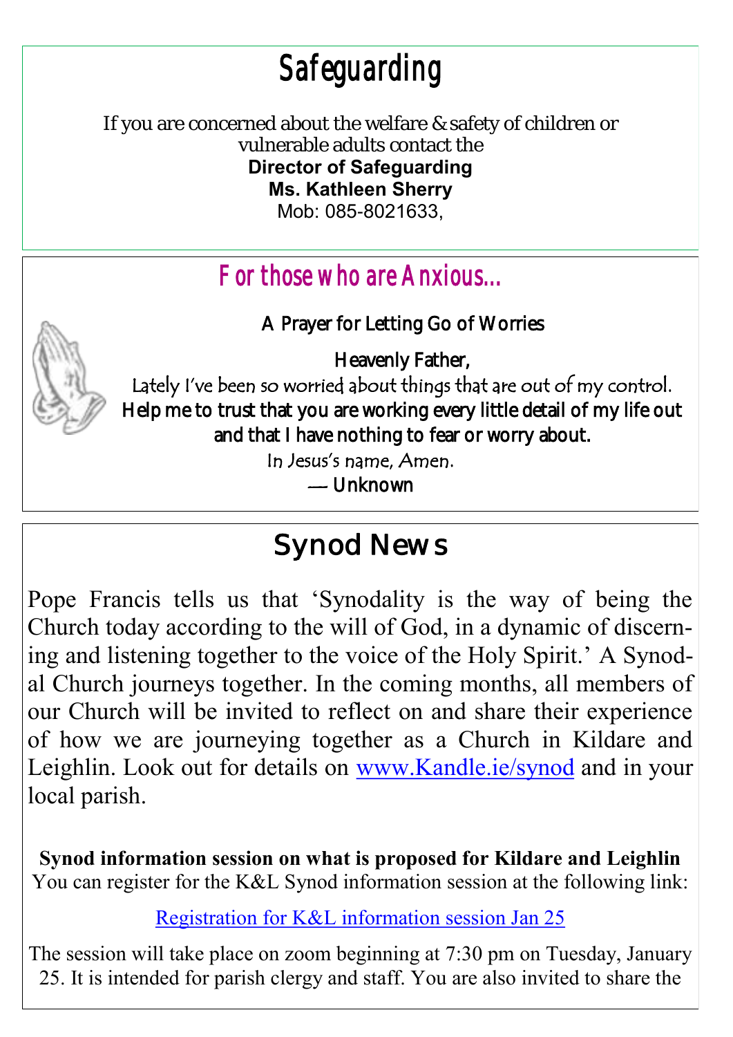# Safeguarding

If you are concerned about the welfare & safety of children or vulnerable adults contact the

**Director of Safeguarding**
**Ms. Kathleen Sherry**
Mob: 085-8021633,

## For those who are Anxious...

A Prayer for Letting Go of Worries

Heavenly Father,
Lately I've been so worried about things that are out of my control.
Help me to trust that you are working every little detail of my life out and that I have nothing to fear or worry about.
In Jesus's name, Amen.
— Unknown

# Synod News

Pope Francis tells us that 'Synodality is the way of being the Church today according to the will of God, in a dynamic of discerning and listening together to the voice of the Holy Spirit.' A Synodal Church journeys together. In the coming months, all members of our Church will be invited to reflect on and share their experience of how we are journeying together as a Church in Kildare and Leighlin. Look out for details on www.Kandle.ie/synod and in your local parish.

**Synod information session on what is proposed for Kildare and Leighlin**
You can register for the K&L Synod information session at the following link:

Registration for K&L information session Jan 25

The session will take place on zoom beginning at 7:30 pm on Tuesday, January 25. It is intended for parish clergy and staff. You are also invited to share the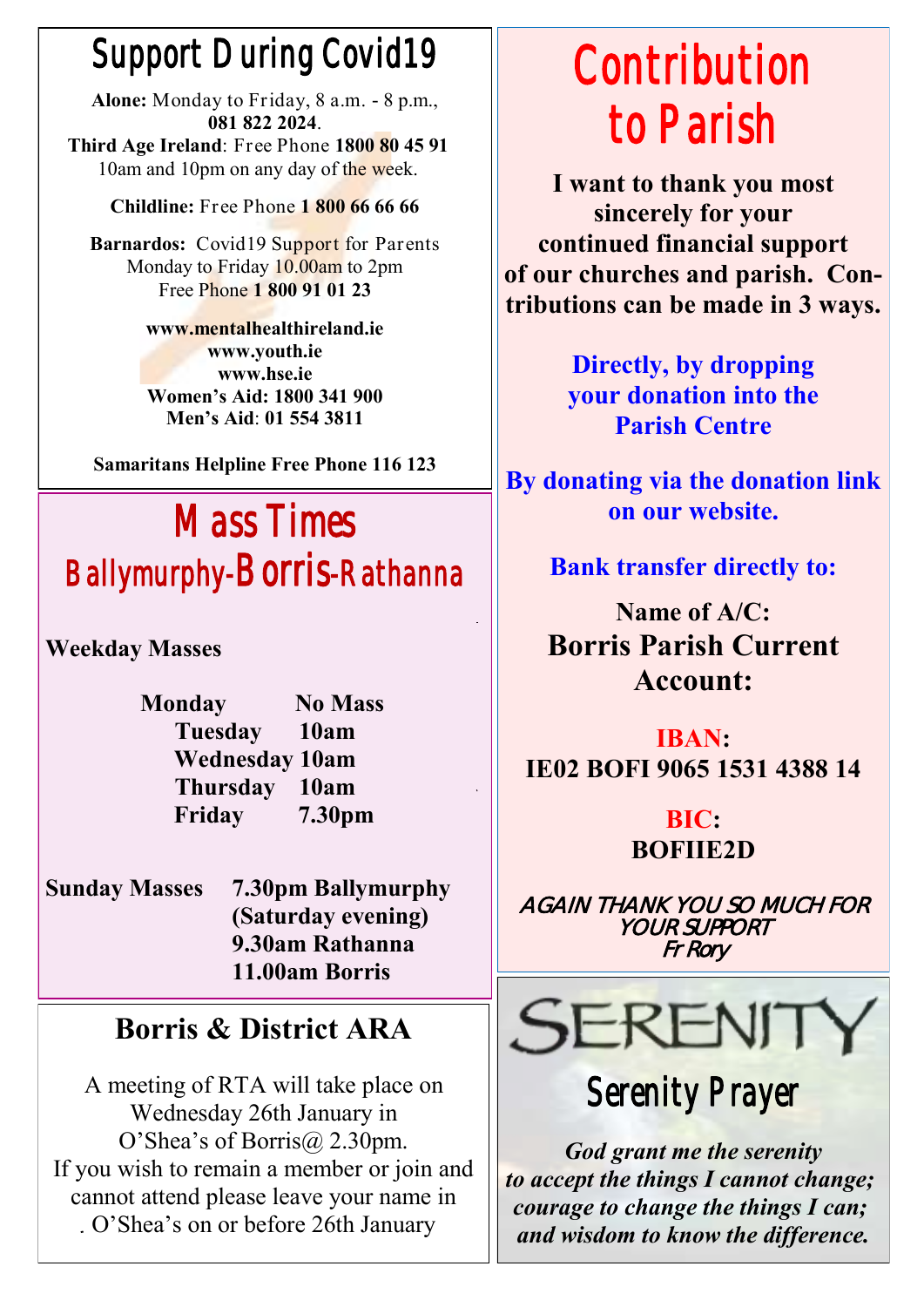## Support During Covid19

**Alone:** Monday to Friday, 8 a.m. - 8 p.m., **081 822 2024**.
**Third Age Ireland**: Free Phone **1800 80 45 91** 10am and 10pm on any day of the week.

**Childline:** Free Phone **1 800 66 66 66**

**Barnardos:** Covid19 Support for Parents Monday to Friday 10.00am to 2pm Free Phone **1 800 91 01 23**

**www.mentalhealthireland.ie**
**www.youth.ie**
**www.hse.ie**
**Women's Aid: 1800 341 900**
**Men's Aid**: **01 554 3811**

**Samaritans Helpline Free Phone 116 123**

## Mass Times
## Ballymurphy-Borris-Rathanna

**Weekday Masses**

| | |
|---|---|
| **Monday** | **No Mass** |
| **Tuesday** | **10am** |
| **Wednesday** | **10am** |
| **Thursday** | **10am** |
| **Friday** | **7.30pm** |

**Sunday Masses** **7.30pm Ballymurphy (Saturday evening)**
**9.30am Rathanna**
**11.00am Borris**

## Borris & District ARA

A meeting of RTA will take place on Wednesday 26th January in O'Shea's of Borris@ 2.30pm.
If you wish to remain a member or join and cannot attend please leave your name in . O'Shea's on or before 26th January

## Contribution to Parish

**I want to thank you most sincerely for your continued financial support of our churches and parish. Contributions can be made in 3 ways.**

**Directly, by dropping your donation into the Parish Centre**

**By donating via the donation link on our website.**

**Bank transfer directly to:**

**Name of A/C:**
**Borris Parish Current Account:**

**IBAN:**
**IE02 BOFI 9065 1531 4388 14**

**BIC:**
**BOFIIE2D**

*AGAIN THANK YOU SO MUCH FOR YOUR SUPPORT*
*Fr Rory*

## SERENITY

## Serenity Prayer

***God grant me the serenity to accept the things I cannot change; courage to change the things I can; and wisdom to know the difference.***